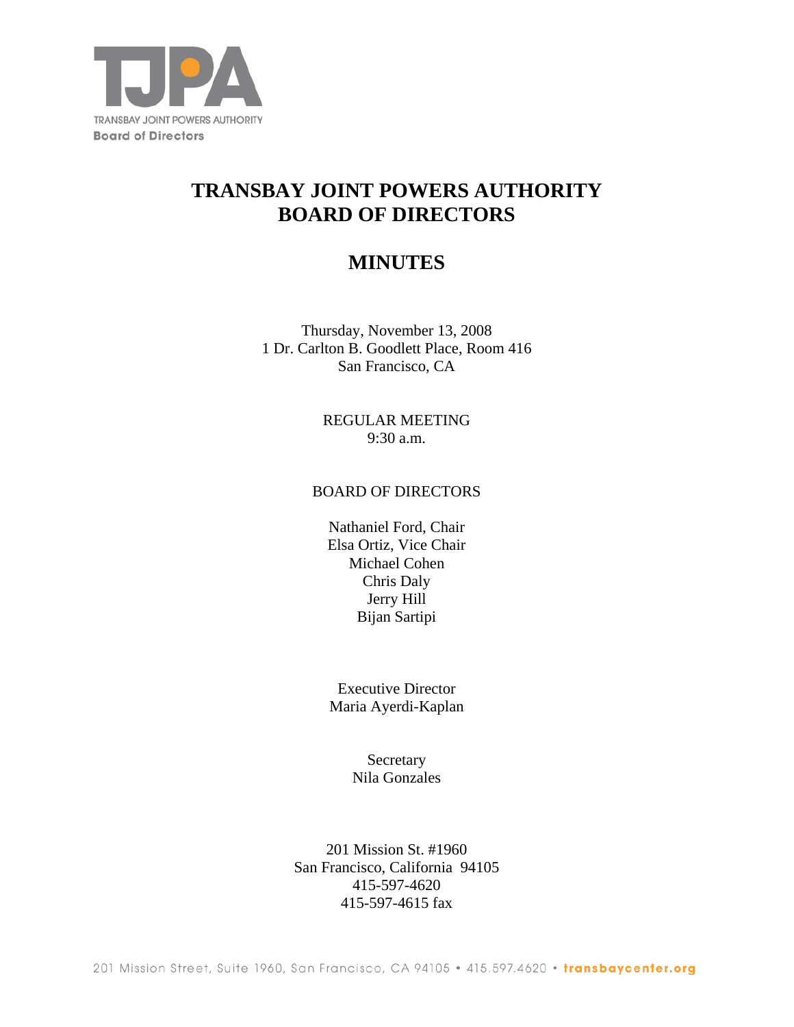TRANSBAY JOINT POWERS AUTHORITY
Board of Directors

# TRANSBAY JOINT POWERS AUTHORITY BOARD OF DIRECTORS

# MINUTES

Thursday, November 13, 2008
1 Dr. Carlton B. Goodlett Place, Room 416
San Francisco, CA

REGULAR MEETING
9:30 a.m.

BOARD OF DIRECTORS

Nathaniel Ford, Chair
Elsa Ortiz, Vice Chair
Michael Cohen
Chris Daly
Jerry Hill
Bijan Sartipi

Executive Director
Maria Ayerdi-Kaplan

Secretary
Nila Gonzales

201 Mission St. #1960
San Francisco, California 94105
415-597-4620
415-597-4615 fax

201 Mission Street, Suite 1960, San Francisco, CA 94105 • 415.597.4620 • transbaycenter.org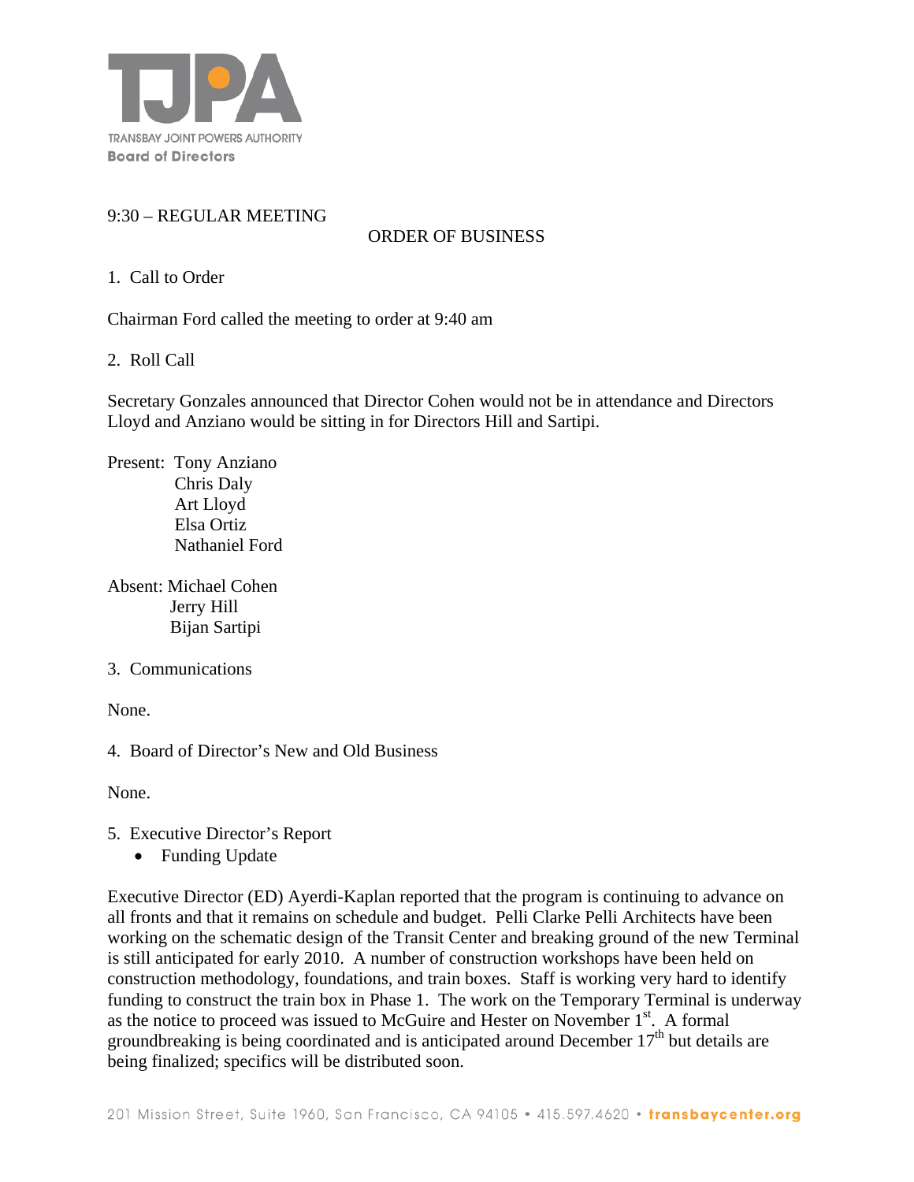TRANSBAY JOINT POWERS AUTHORITY
**Board of Directors**

9:30 – REGULAR MEETING

ORDER OF BUSINESS

1. Call to Order

Chairman Ford called the meeting to order at 9:40 am

2. Roll Call

Secretary Gonzales announced that Director Cohen would not be in attendance and Directors Lloyd and Anziano would be sitting in for Directors Hill and Sartipi.

Present: Tony Anziano
Chris Daly
Art Lloyd
Elsa Ortiz
Nathaniel Ford

Absent: Michael Cohen
Jerry Hill
Bijan Sartipi

3. Communications

None.

4. Board of Director's New and Old Business

None.

5. Executive Director's Report
   - Funding Update

Executive Director (ED) Ayerdi-Kaplan reported that the program is continuing to advance on all fronts and that it remains on schedule and budget. Pelli Clarke Pelli Architects have been working on the schematic design of the Transit Center and breaking ground of the new Terminal is still anticipated for early 2010. A number of construction workshops have been held on construction methodology, foundations, and train boxes. Staff is working very hard to identify funding to construct the train box in Phase 1. The work on the Temporary Terminal is underway as the notice to proceed was issued to McGuire and Hester on November 1st. A formal groundbreaking is being coordinated and is anticipated around December 17th but details are being finalized; specifics will be distributed soon.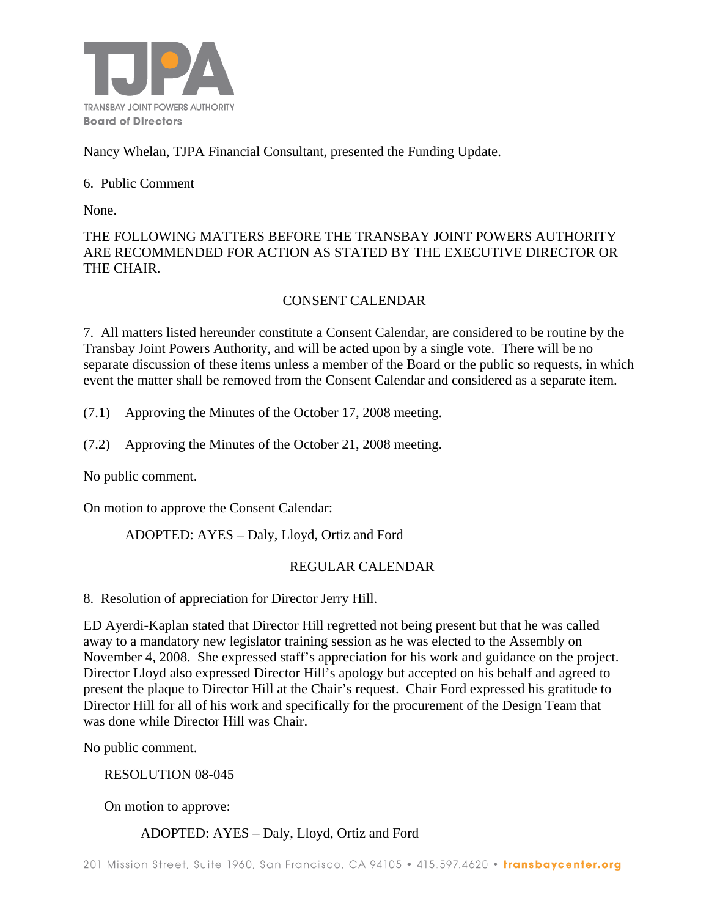Nancy Whelan, TJPA Financial Consultant, presented the Funding Update.

6. Public Comment

None.

THE FOLLOWING MATTERS BEFORE THE TRANSBAY JOINT POWERS AUTHORITY ARE RECOMMENDED FOR ACTION AS STATED BY THE EXECUTIVE DIRECTOR OR THE CHAIR.

CONSENT CALENDAR

7. All matters listed hereunder constitute a Consent Calendar, are considered to be routine by the Transbay Joint Powers Authority, and will be acted upon by a single vote. There will be no separate discussion of these items unless a member of the Board or the public so requests, in which event the matter shall be removed from the Consent Calendar and considered as a separate item.

(7.1) Approving the Minutes of the October 17, 2008 meeting.

(7.2) Approving the Minutes of the October 21, 2008 meeting.

No public comment.

On motion to approve the Consent Calendar:

ADOPTED: AYES – Daly, Lloyd, Ortiz and Ford

REGULAR CALENDAR

8. Resolution of appreciation for Director Jerry Hill.

ED Ayerdi-Kaplan stated that Director Hill regretted not being present but that he was called away to a mandatory new legislator training session as he was elected to the Assembly on November 4, 2008. She expressed staff's appreciation for his work and guidance on the project. Director Lloyd also expressed Director Hill's apology but accepted on his behalf and agreed to present the plaque to Director Hill at the Chair's request. Chair Ford expressed his gratitude to Director Hill for all of his work and specifically for the procurement of the Design Team that was done while Director Hill was Chair.

No public comment.

RESOLUTION 08-045

On motion to approve:

ADOPTED: AYES – Daly, Lloyd, Ortiz and Ford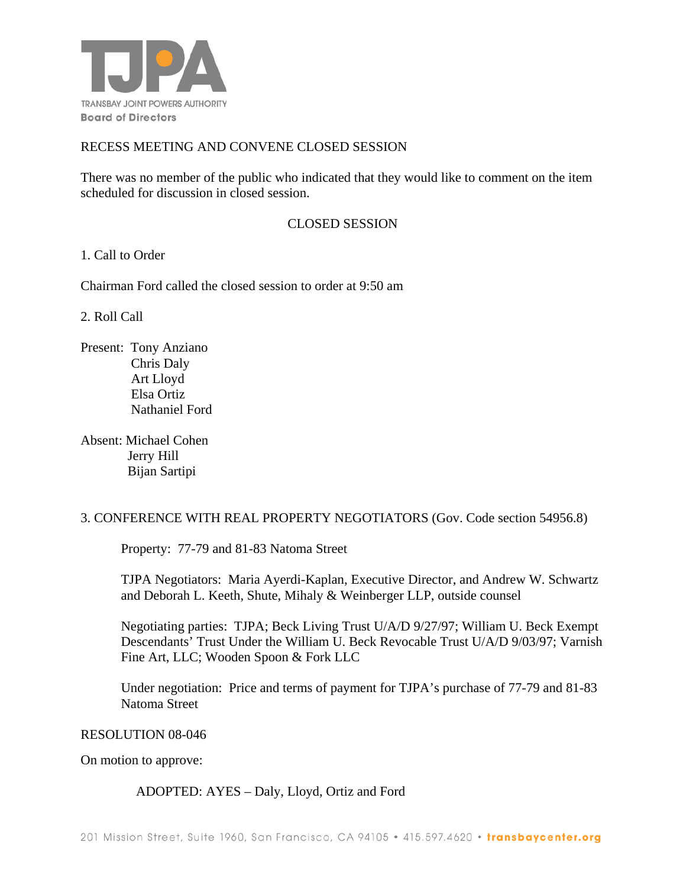RECESS MEETING AND CONVENE CLOSED SESSION

There was no member of the public who indicated that they would like to comment on the item scheduled for discussion in closed session.

CLOSED SESSION

1. Call to Order

Chairman Ford called the closed session to order at 9:50 am

2. Roll Call

Present: Tony Anziano
Chris Daly
Art Lloyd
Elsa Ortiz
Nathaniel Ford

Absent: Michael Cohen
Jerry Hill
Bijan Sartipi

3. CONFERENCE WITH REAL PROPERTY NEGOTIATORS (Gov. Code section 54956.8)

Property: 77-79 and 81-83 Natoma Street

TJPA Negotiators: Maria Ayerdi-Kaplan, Executive Director, and Andrew W. Schwartz and Deborah L. Keeth, Shute, Mihaly & Weinberger LLP, outside counsel

Negotiating parties: TJPA; Beck Living Trust U/A/D 9/27/97; William U. Beck Exempt Descendants' Trust Under the William U. Beck Revocable Trust U/A/D 9/03/97; Varnish Fine Art, LLC; Wooden Spoon & Fork LLC

Under negotiation: Price and terms of payment for TJPA's purchase of 77-79 and 81-83 Natoma Street

RESOLUTION 08-046

On motion to approve:

ADOPTED: AYES – Daly, Lloyd, Ortiz and Ford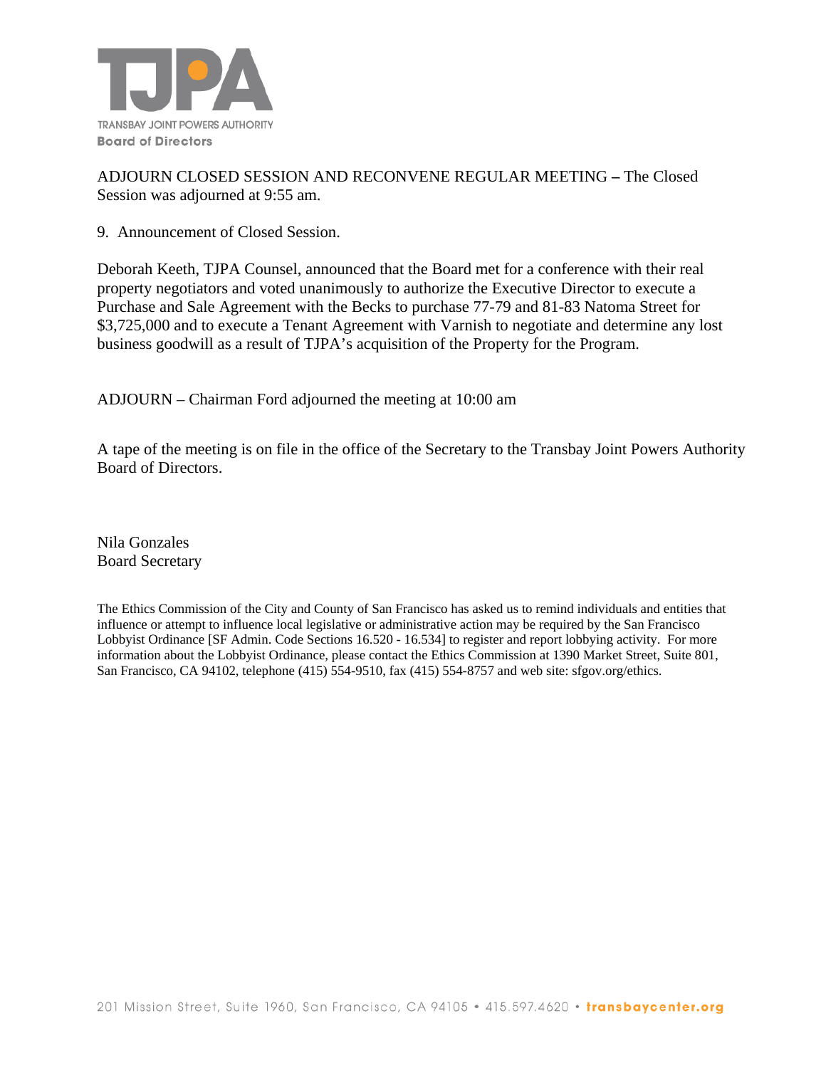ADJOURN CLOSED SESSION AND RECONVENE REGULAR MEETING – The Closed Session was adjourned at 9:55 am.

9. Announcement of Closed Session.

Deborah Keeth, TJPA Counsel, announced that the Board met for a conference with their real property negotiators and voted unanimously to authorize the Executive Director to execute a Purchase and Sale Agreement with the Becks to purchase 77-79 and 81-83 Natoma Street for $3,725,000 and to execute a Tenant Agreement with Varnish to negotiate and determine any lost business goodwill as a result of TJPA's acquisition of the Property for the Program.

ADJOURN – Chairman Ford adjourned the meeting at 10:00 am

A tape of the meeting is on file in the office of the Secretary to the Transbay Joint Powers Authority Board of Directors.

Nila Gonzales
Board Secretary

The Ethics Commission of the City and County of San Francisco has asked us to remind individuals and entities that influence or attempt to influence local legislative or administrative action may be required by the San Francisco Lobbyist Ordinance [SF Admin. Code Sections 16.520 - 16.534] to register and report lobbying activity. For more information about the Lobbyist Ordinance, please contact the Ethics Commission at 1390 Market Street, Suite 801, San Francisco, CA 94102, telephone (415) 554-9510, fax (415) 554-8757 and web site: sfgov.org/ethics.